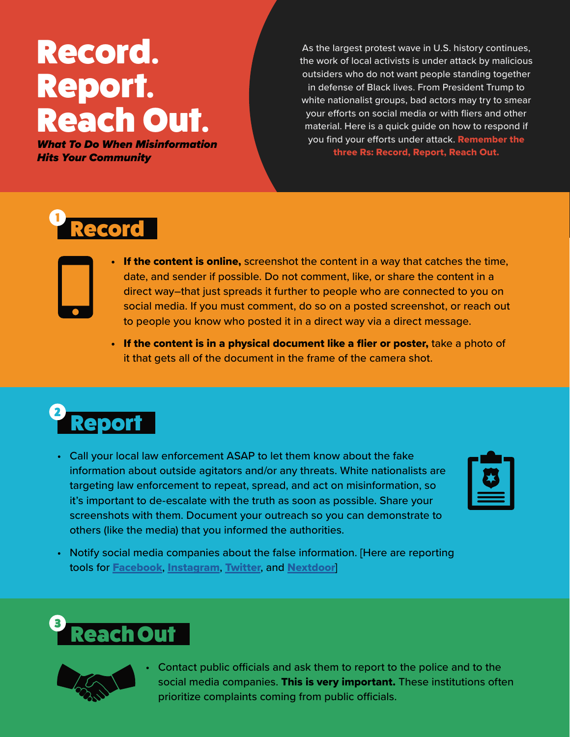# Record. Report. Reach Out.

***What To Do When Misinformation Hits Your Community***

As the largest protest wave in U.S. history continues, the work of local activists is under attack by malicious outsiders who do not want people standing together in defense of Black lives. From President Trump to white nationalist groups, bad actors may try to smear your efforts on social media or with fliers and other material. Here is a quick guide on how to respond if you find your efforts under attack. **Remember the three Rs: Record, Report, Reach Out.**

## 1 Record

- **If the content is online,** screenshot the content in a way that catches the time, date, and sender if possible. Do not comment, like, or share the content in a direct way–that just spreads it further to people who are connected to you on social media. If you must comment, do so on a posted screenshot, or reach out to people you know who posted it in a direct way via a direct message.
- **If the content is in a physical document like a flier or poster,** take a photo of it that gets all of the document in the frame of the camera shot.

## 2 Report

- Call your local law enforcement ASAP to let them know about the fake information about outside agitators and/or any threats. White nationalists are targeting law enforcement to repeat, spread, and act on misinformation, so it's important to de-escalate with the truth as soon as possible. Share your screenshots with them. Document your outreach so you can demonstrate to others (like the media) that you informed the authorities.
- Notify social media companies about the false information. [Here are reporting tools for Facebook, Instagram, Twitter, and Nextdoor]

## 3 Reach Out

- Contact public officials and ask them to report to the police and to the social media companies. **This is very important.** These institutions often prioritize complaints coming from public officials.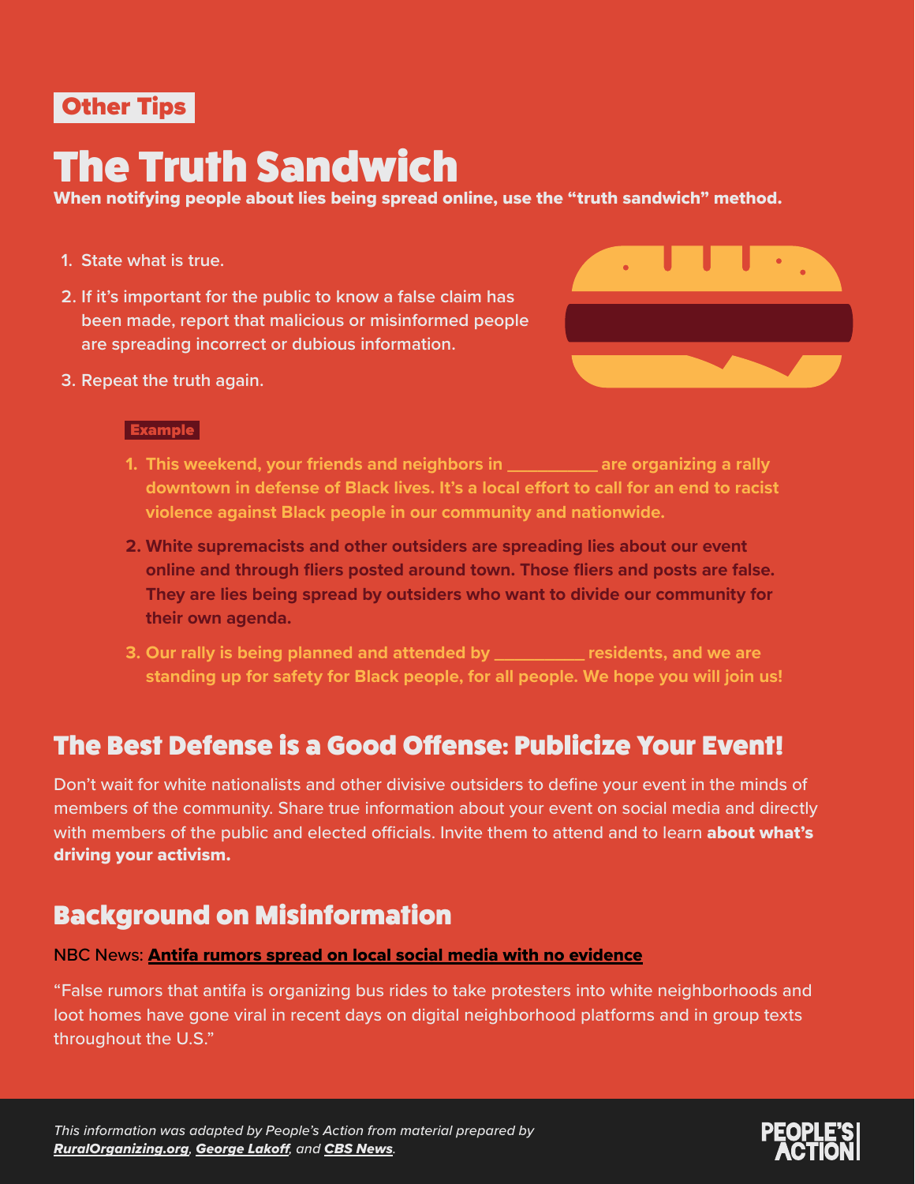Other Tips

# The Truth Sandwich

**When notifying people about lies being spread online, use the "truth sandwich" method.**

1. State what is true.
2. If it's important for the public to know a false claim has been made, report that malicious or misinformed people are spreading incorrect or dubious information.
3. Repeat the truth again.

**Example**

1. **This weekend, your friends and neighbors in __________ are organizing a rally downtown in defense of Black lives. It's a local effort to call for an end to racist violence against Black people in our community and nationwide.**
2. **White supremacists and other outsiders are spreading lies about our event online and through fliers posted around town. Those fliers and posts are false. They are lies being spread by outsiders who want to divide our community for their own agenda.**
3. **Our rally is being planned and attended by __________ residents, and we are standing up for safety for Black people, for all people. We hope you will join us!**

## The Best Defense is a Good Offense: Publicize Your Event!

Don't wait for white nationalists and other divisive outsiders to define your event in the minds of members of the community. Share true information about your event on social media and directly with members of the public and elected officials. Invite them to attend and to learn **about what's driving your activism.**

## Background on Misinformation

NBC News: **Antifa rumors spread on local social media with no evidence**

"False rumors that antifa is organizing bus rides to take protesters into white neighborhoods and loot homes have gone viral in recent days on digital neighborhood platforms and in group texts throughout the U.S."

*This information was adapted by People's Action from material prepared by **RuralOrganizing.org**, **George Lakoff**, and **CBS News**.*

PEOPLE'S ACTION